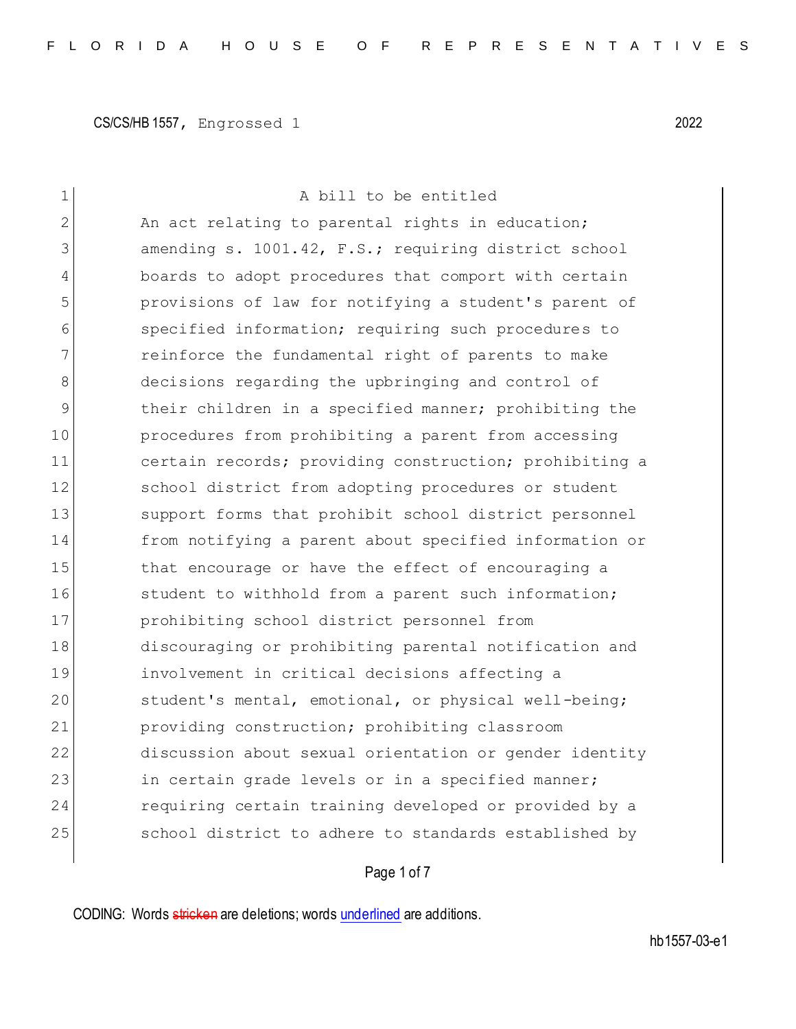CS/CS/HB 1557, Engrossed 1 2022

1 A bill to be entitled
2 An act relating to parental rights in education;
3 amending s. 1001.42, F.S.; requiring district school
4 boards to adopt procedures that comport with certain
5 provisions of law for notifying a student's parent of
6 specified information; requiring such procedures to
7 reinforce the fundamental right of parents to make
8 decisions regarding the upbringing and control of
9 their children in a specified manner; prohibiting the
10 procedures from prohibiting a parent from accessing
11 certain records; providing construction; prohibiting a
12 school district from adopting procedures or student
13 support forms that prohibit school district personnel
14 from notifying a parent about specified information or
15 that encourage or have the effect of encouraging a
16 student to withhold from a parent such information;
17 prohibiting school district personnel from
18 discouraging or prohibiting parental notification and
19 involvement in critical decisions affecting a
20 student's mental, emotional, or physical well-being;
21 providing construction; prohibiting classroom
22 discussion about sexual orientation or gender identity
23 in certain grade levels or in a specified manner;
24 requiring certain training developed or provided by a
25 school district to adhere to standards established by

CODING: Words stricken are deletions; words underlined are additions.

hb1557-03-e1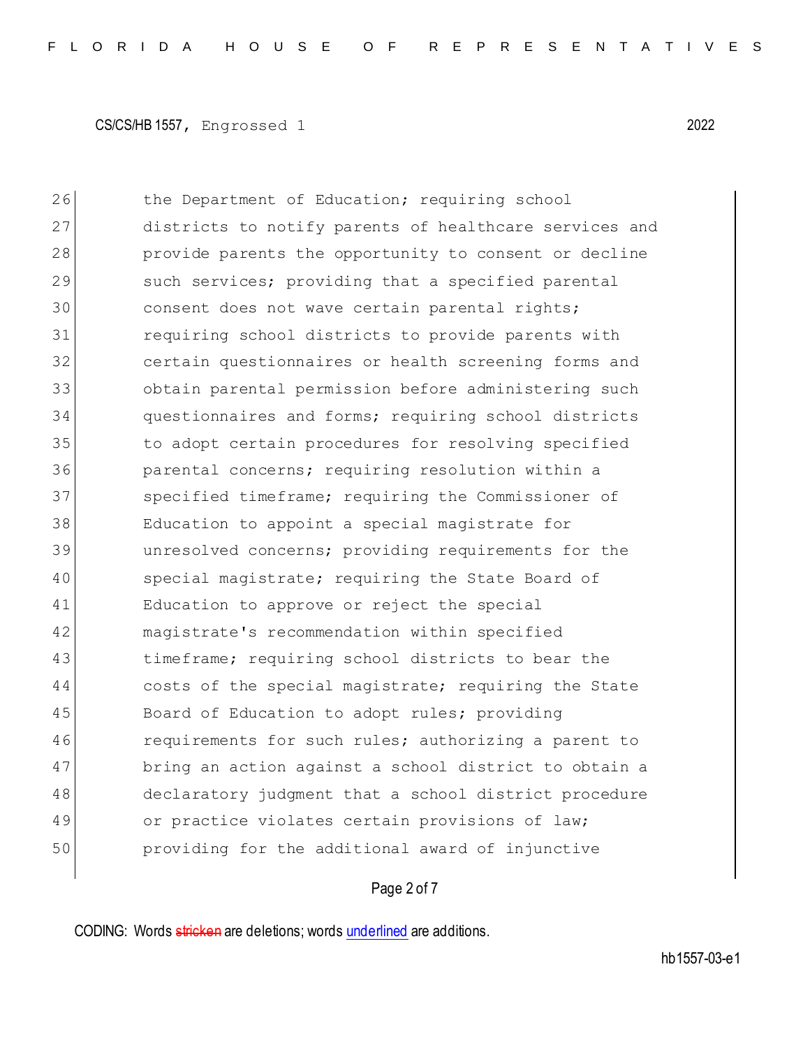26 the Department of Education; requiring school
27 districts to notify parents of healthcare services and
28 provide parents the opportunity to consent or decline
29 such services; providing that a specified parental
30 consent does not wave certain parental rights;
31 requiring school districts to provide parents with
32 certain questionnaires or health screening forms and
33 obtain parental permission before administering such
34 questionnaires and forms; requiring school districts
35 to adopt certain procedures for resolving specified
36 parental concerns; requiring resolution within a
37 specified timeframe; requiring the Commissioner of
38 Education to appoint a special magistrate for
39 unresolved concerns; providing requirements for the
40 special magistrate; requiring the State Board of
41 Education to approve or reject the special
42 magistrate's recommendation within specified
43 timeframe; requiring school districts to bear the
44 costs of the special magistrate; requiring the State
45 Board of Education to adopt rules; providing
46 requirements for such rules; authorizing a parent to
47 bring an action against a school district to obtain a
48 declaratory judgment that a school district procedure
49 or practice violates certain provisions of law;
50 providing for the additional award of injunctive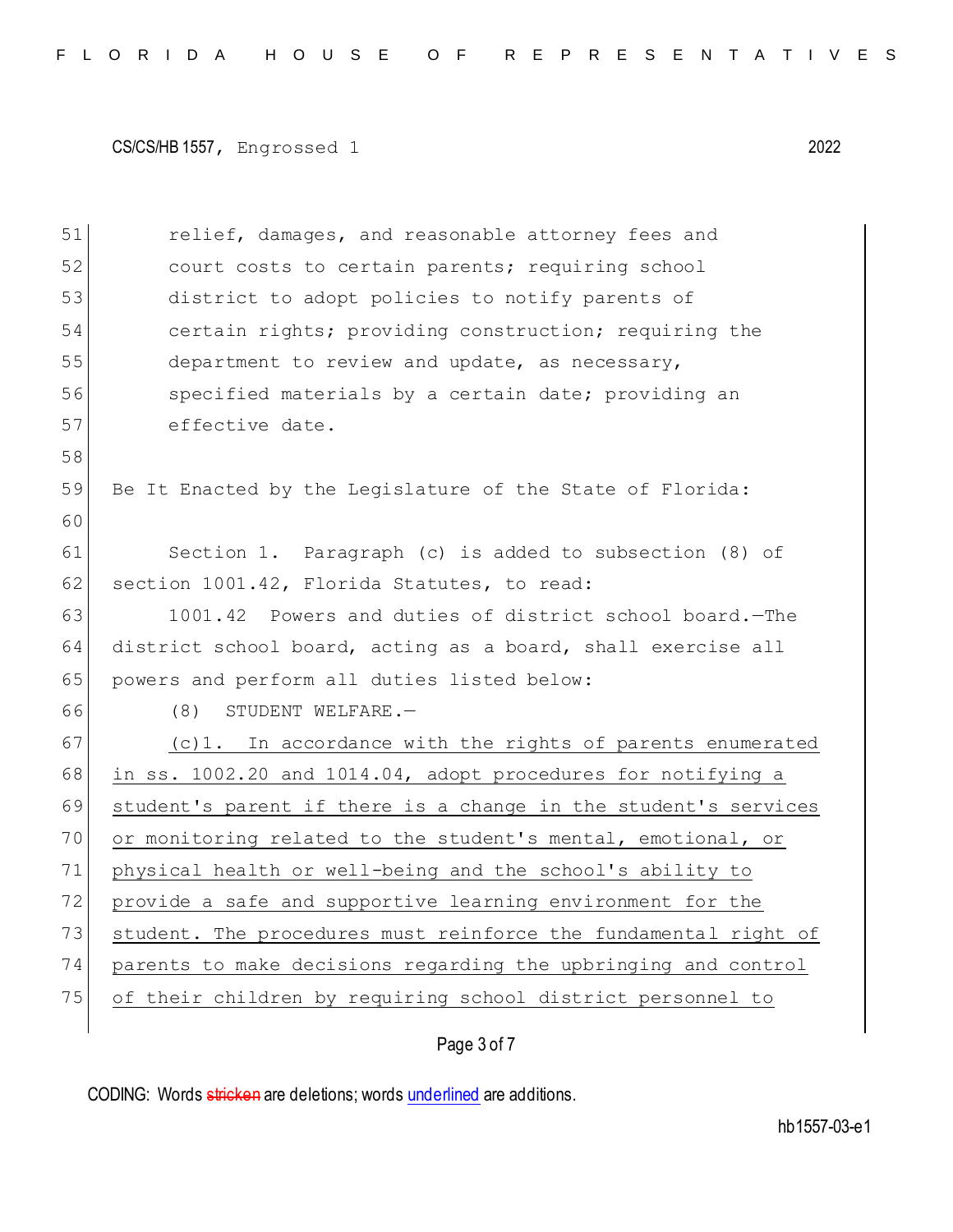relief, damages, and reasonable attorney fees and court costs to certain parents; requiring school district to adopt policies to notify parents of certain rights; providing construction; requiring the department to review and update, as necessary, specified materials by a certain date; providing an effective date.

Be It Enacted by the Legislature of the State of Florida:

Section 1. Paragraph (c) is added to subsection (8) of section 1001.42, Florida Statutes, to read:

1001.42 Powers and duties of district school board.—The district school board, acting as a board, shall exercise all powers and perform all duties listed below:

(8) STUDENT WELFARE.—

<u>(c)1. In accordance with the rights of parents enumerated in ss. 1002.20 and 1014.04, adopt procedures for notifying a student's parent if there is a change in the student's services or monitoring related to the student's mental, emotional, or physical health or well-being and the school's ability to provide a safe and supportive learning environment for the student. The procedures must reinforce the fundamental right of parents to make decisions regarding the upbringing and control of their children by requiring school district personnel to</u>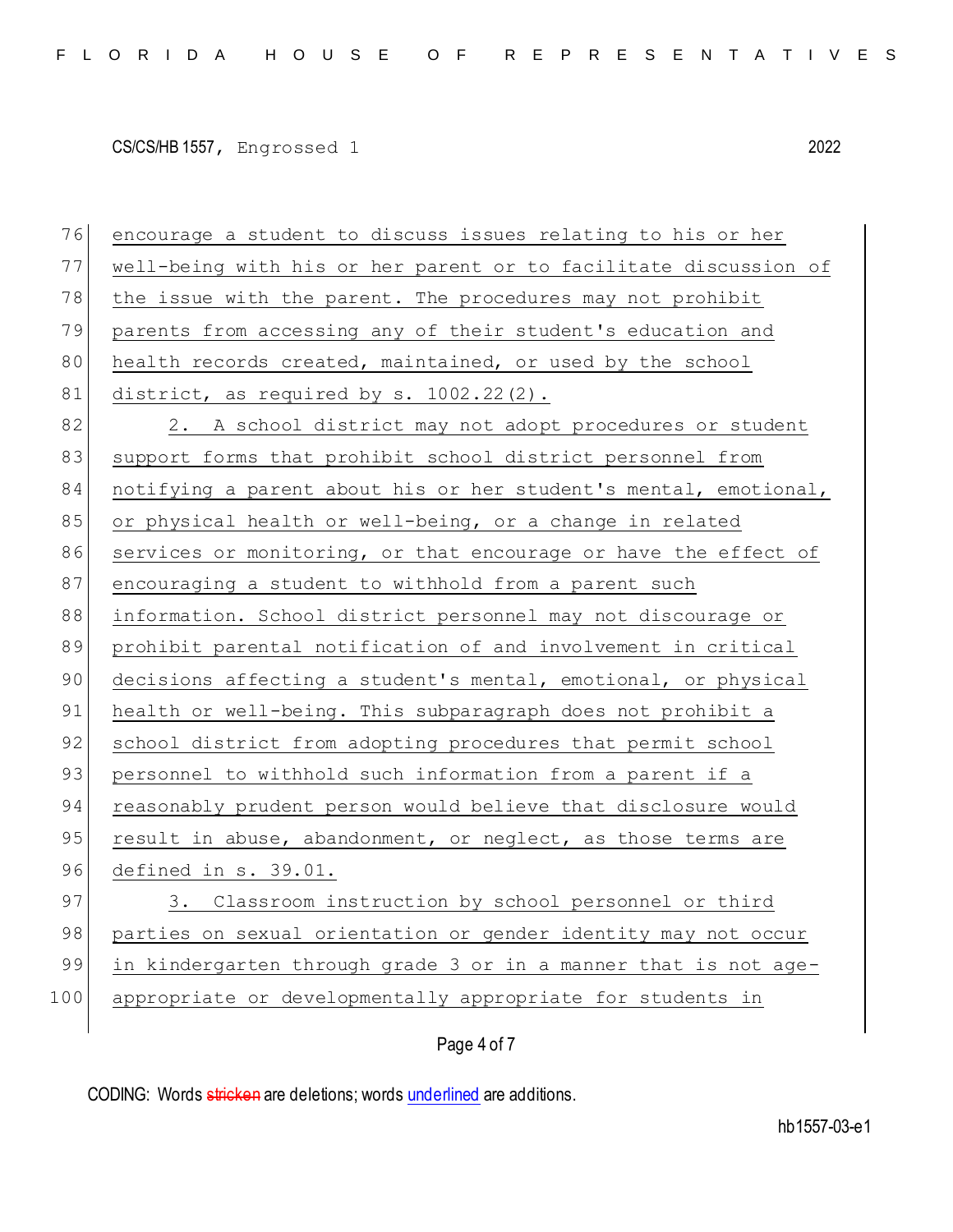encourage a student to discuss issues relating to his or her well-being with his or her parent or to facilitate discussion of the issue with the parent. The procedures may not prohibit parents from accessing any of their student's education and health records created, maintained, or used by the school district, as required by s. 1002.22(2).

2. A school district may not adopt procedures or student support forms that prohibit school district personnel from notifying a parent about his or her student's mental, emotional, or physical health or well-being, or a change in related services or monitoring, or that encourage or have the effect of encouraging a student to withhold from a parent such information. School district personnel may not discourage or prohibit parental notification of and involvement in critical decisions affecting a student's mental, emotional, or physical health or well-being. This subparagraph does not prohibit a school district from adopting procedures that permit school personnel to withhold such information from a parent if a reasonably prudent person would believe that disclosure would result in abuse, abandonment, or neglect, as those terms are defined in s. 39.01.

3. Classroom instruction by school personnel or third parties on sexual orientation or gender identity may not occur in kindergarten through grade 3 or in a manner that is not age-appropriate or developmentally appropriate for students in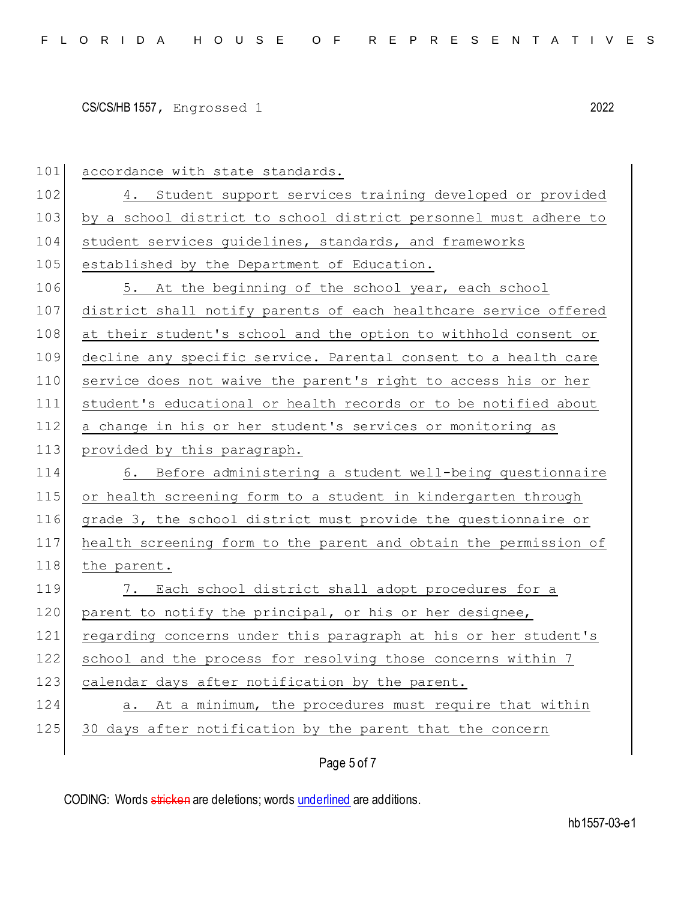accordance with state standards.

4. Student support services training developed or provided by a school district to school district personnel must adhere to student services guidelines, standards, and frameworks established by the Department of Education.

5. At the beginning of the school year, each school district shall notify parents of each healthcare service offered at their student's school and the option to withhold consent or decline any specific service. Parental consent to a health care service does not waive the parent's right to access his or her student's educational or health records or to be notified about a change in his or her student's services or monitoring as provided by this paragraph.

6. Before administering a student well-being questionnaire or health screening form to a student in kindergarten through grade 3, the school district must provide the questionnaire or health screening form to the parent and obtain the permission of the parent.

7. Each school district shall adopt procedures for a parent to notify the principal, or his or her designee, regarding concerns under this paragraph at his or her student's school and the process for resolving those concerns within 7 calendar days after notification by the parent.

a. At a minimum, the procedures must require that within 30 days after notification by the parent that the concern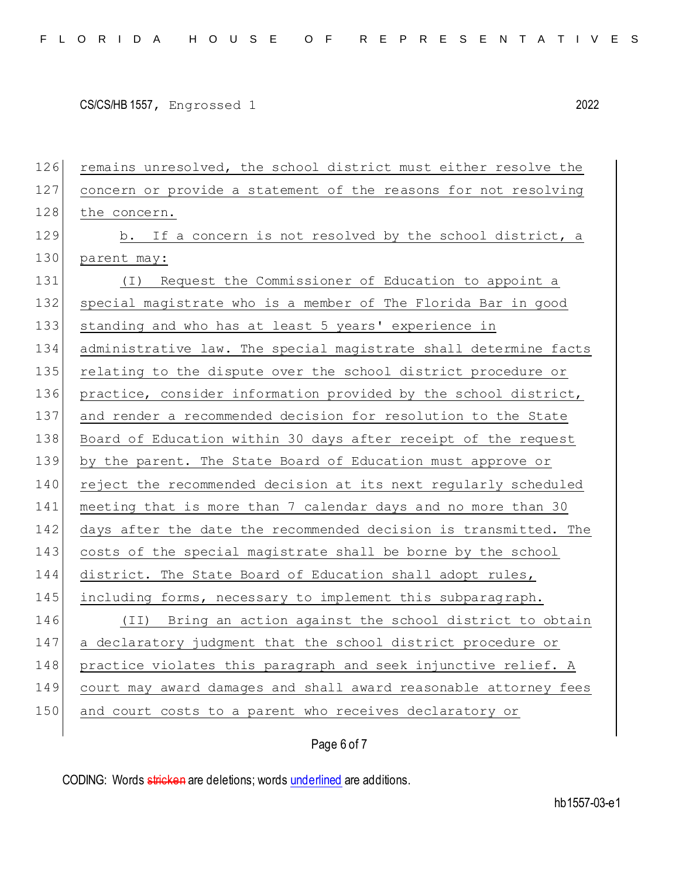remains unresolved, the school district must either resolve the concern or provide a statement of the reasons for not resolving the concern.

b. If a concern is not resolved by the school district, a parent may:

(I) Request the Commissioner of Education to appoint a special magistrate who is a member of The Florida Bar in good standing and who has at least 5 years' experience in administrative law. The special magistrate shall determine facts relating to the dispute over the school district procedure or practice, consider information provided by the school district, and render a recommended decision for resolution to the State Board of Education within 30 days after receipt of the request by the parent. The State Board of Education must approve or reject the recommended decision at its next regularly scheduled meeting that is more than 7 calendar days and no more than 30 days after the date the recommended decision is transmitted. The costs of the special magistrate shall be borne by the school district. The State Board of Education shall adopt rules, including forms, necessary to implement this subparagraph.

(II) Bring an action against the school district to obtain a declaratory judgment that the school district procedure or practice violates this paragraph and seek injunctive relief. A court may award damages and shall award reasonable attorney fees and court costs to a parent who receives declaratory or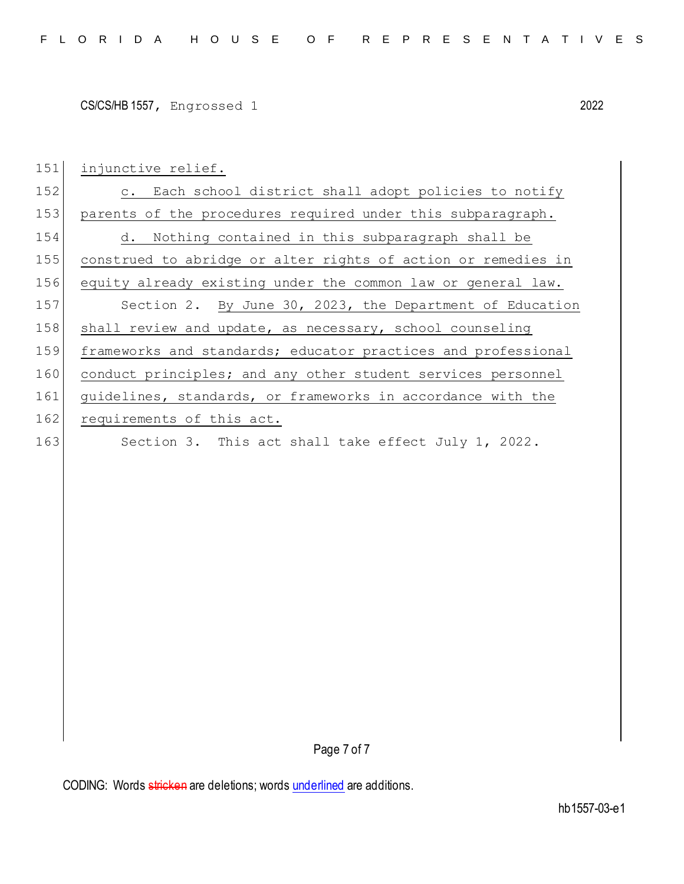injunctive relief.

c. Each school district shall adopt policies to notify parents of the procedures required under this subparagraph.

d. Nothing contained in this subparagraph shall be construed to abridge or alter rights of action or remedies in equity already existing under the common law or general law.

Section 2. By June 30, 2023, the Department of Education shall review and update, as necessary, school counseling frameworks and standards; educator practices and professional conduct principles; and any other student services personnel guidelines, standards, or frameworks in accordance with the requirements of this act.

Section 3. This act shall take effect July 1, 2022.